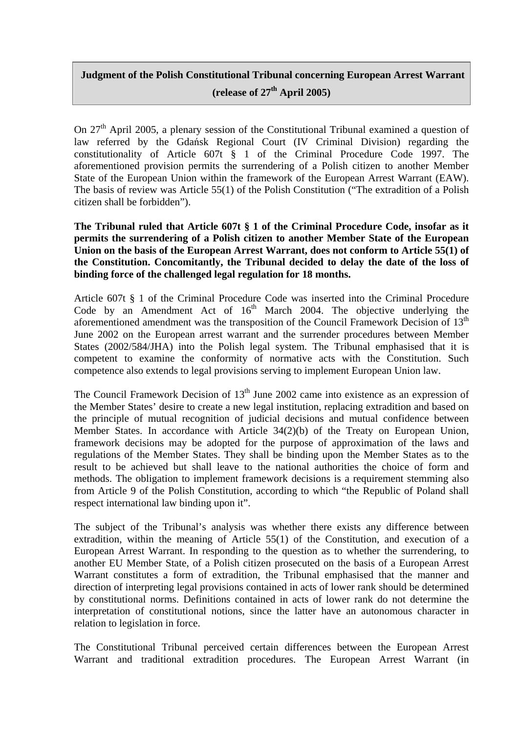## Judgment of the Polish Constitutional Tribunal concerning European Arrest Warrant (release of 27th April 2005)

On 27th April 2005, a plenary session of the Constitutional Tribunal examined a question of law referred by the Gdańsk Regional Court (IV Criminal Division) regarding the constitutionality of Article 607t § 1 of the Criminal Procedure Code 1997. The aforementioned provision permits the surrendering of a Polish citizen to another Member State of the European Union within the framework of the European Arrest Warrant (EAW). The basis of review was Article 55(1) of the Polish Constitution ("The extradition of a Polish citizen shall be forbidden").

**The Tribunal ruled that Article 607t § 1 of the Criminal Procedure Code, insofar as it permits the surrendering of a Polish citizen to another Member State of the European Union on the basis of the European Arrest Warrant, does not conform to Article 55(1) of the Constitution. Concomitantly, the Tribunal decided to delay the date of the loss of binding force of the challenged legal regulation for 18 months.**

Article 607t § 1 of the Criminal Procedure Code was inserted into the Criminal Procedure Code by an Amendment Act of 16th March 2004. The objective underlying the aforementioned amendment was the transposition of the Council Framework Decision of 13th June 2002 on the European arrest warrant and the surrender procedures between Member States (2002/584/JHA) into the Polish legal system. The Tribunal emphasised that it is competent to examine the conformity of normative acts with the Constitution. Such competence also extends to legal provisions serving to implement European Union law.

The Council Framework Decision of 13th June 2002 came into existence as an expression of the Member States' desire to create a new legal institution, replacing extradition and based on the principle of mutual recognition of judicial decisions and mutual confidence between Member States. In accordance with Article 34(2)(b) of the Treaty on European Union, framework decisions may be adopted for the purpose of approximation of the laws and regulations of the Member States. They shall be binding upon the Member States as to the result to be achieved but shall leave to the national authorities the choice of form and methods. The obligation to implement framework decisions is a requirement stemming also from Article 9 of the Polish Constitution, according to which "the Republic of Poland shall respect international law binding upon it".

The subject of the Tribunal's analysis was whether there exists any difference between extradition, within the meaning of Article 55(1) of the Constitution, and execution of a European Arrest Warrant. In responding to the question as to whether the surrendering, to another EU Member State, of a Polish citizen prosecuted on the basis of a European Arrest Warrant constitutes a form of extradition, the Tribunal emphasised that the manner and direction of interpreting legal provisions contained in acts of lower rank should be determined by constitutional norms. Definitions contained in acts of lower rank do not determine the interpretation of constitutional notions, since the latter have an autonomous character in relation to legislation in force.

The Constitutional Tribunal perceived certain differences between the European Arrest Warrant and traditional extradition procedures. The European Arrest Warrant (in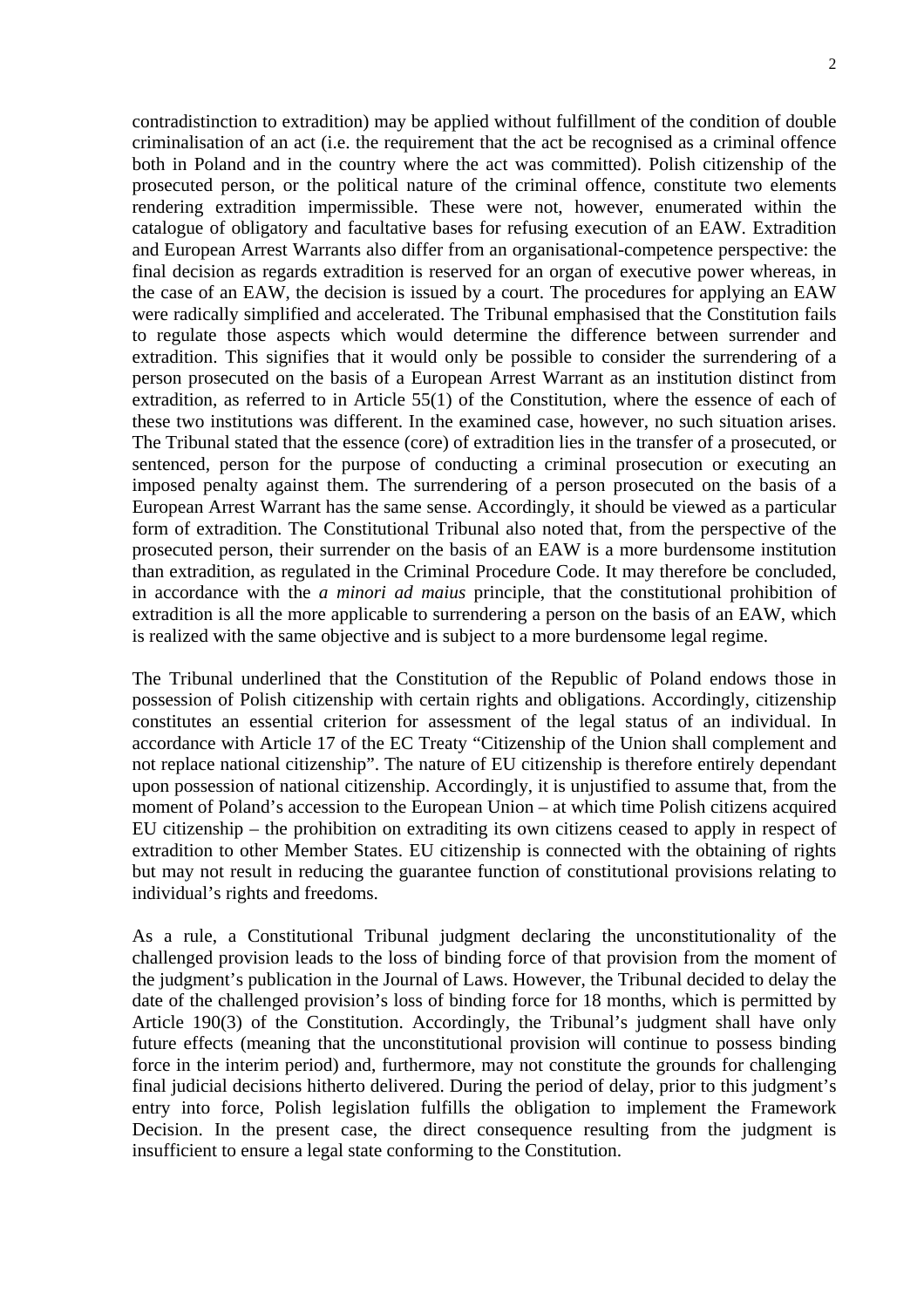contradistinction to extradition) may be applied without fulfillment of the condition of double criminalisation of an act (i.e. the requirement that the act be recognised as a criminal offence both in Poland and in the country where the act was committed). Polish citizenship of the prosecuted person, or the political nature of the criminal offence, constitute two elements rendering extradition impermissible. These were not, however, enumerated within the catalogue of obligatory and facultative bases for refusing execution of an EAW. Extradition and European Arrest Warrants also differ from an organisational-competence perspective: the final decision as regards extradition is reserved for an organ of executive power whereas, in the case of an EAW, the decision is issued by a court. The procedures for applying an EAW were radically simplified and accelerated. The Tribunal emphasised that the Constitution fails to regulate those aspects which would determine the difference between surrender and extradition. This signifies that it would only be possible to consider the surrendering of a person prosecuted on the basis of a European Arrest Warrant as an institution distinct from extradition, as referred to in Article 55(1) of the Constitution, where the essence of each of these two institutions was different. In the examined case, however, no such situation arises. The Tribunal stated that the essence (core) of extradition lies in the transfer of a prosecuted, or sentenced, person for the purpose of conducting a criminal prosecution or executing an imposed penalty against them. The surrendering of a person prosecuted on the basis of a European Arrest Warrant has the same sense. Accordingly, it should be viewed as a particular form of extradition. The Constitutional Tribunal also noted that, from the perspective of the prosecuted person, their surrender on the basis of an EAW is a more burdensome institution than extradition, as regulated in the Criminal Procedure Code. It may therefore be concluded, in accordance with the *a minori ad maius* principle, that the constitutional prohibition of extradition is all the more applicable to surrendering a person on the basis of an EAW, which is realized with the same objective and is subject to a more burdensome legal regime.

The Tribunal underlined that the Constitution of the Republic of Poland endows those in possession of Polish citizenship with certain rights and obligations. Accordingly, citizenship constitutes an essential criterion for assessment of the legal status of an individual. In accordance with Article 17 of the EC Treaty "Citizenship of the Union shall complement and not replace national citizenship". The nature of EU citizenship is therefore entirely dependant upon possession of national citizenship. Accordingly, it is unjustified to assume that, from the moment of Poland's accession to the European Union – at which time Polish citizens acquired EU citizenship – the prohibition on extraditing its own citizens ceased to apply in respect of extradition to other Member States. EU citizenship is connected with the obtaining of rights but may not result in reducing the guarantee function of constitutional provisions relating to individual's rights and freedoms.

As a rule, a Constitutional Tribunal judgment declaring the unconstitutionality of the challenged provision leads to the loss of binding force of that provision from the moment of the judgment's publication in the Journal of Laws. However, the Tribunal decided to delay the date of the challenged provision's loss of binding force for 18 months, which is permitted by Article 190(3) of the Constitution. Accordingly, the Tribunal's judgment shall have only future effects (meaning that the unconstitutional provision will continue to possess binding force in the interim period) and, furthermore, may not constitute the grounds for challenging final judicial decisions hitherto delivered. During the period of delay, prior to this judgment's entry into force, Polish legislation fulfills the obligation to implement the Framework Decision. In the present case, the direct consequence resulting from the judgment is insufficient to ensure a legal state conforming to the Constitution.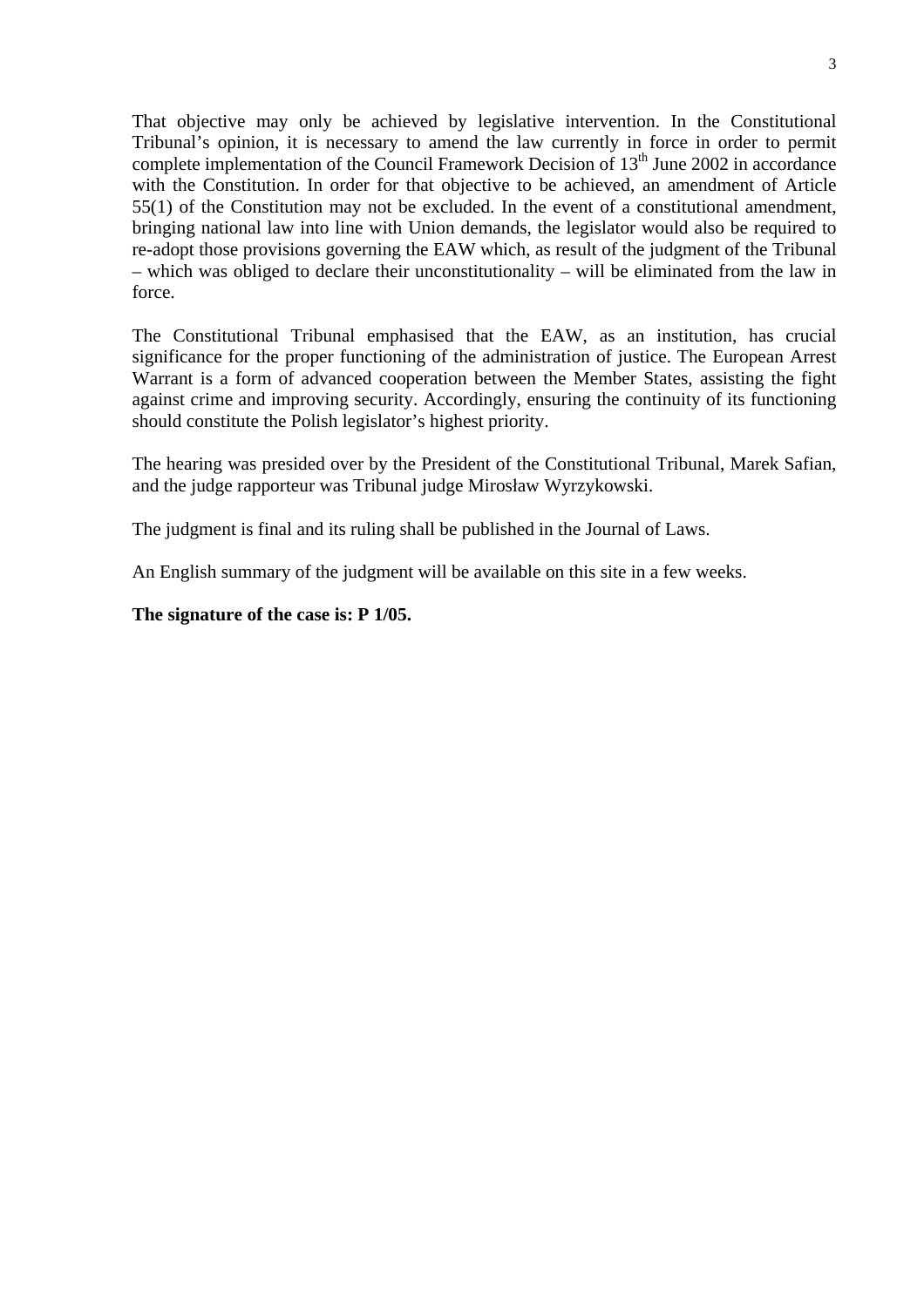That objective may only be achieved by legislative intervention. In the Constitutional Tribunal's opinion, it is necessary to amend the law currently in force in order to permit complete implementation of the Council Framework Decision of 13th June 2002 in accordance with the Constitution. In order for that objective to be achieved, an amendment of Article 55(1) of the Constitution may not be excluded. In the event of a constitutional amendment, bringing national law into line with Union demands, the legislator would also be required to re-adopt those provisions governing the EAW which, as result of the judgment of the Tribunal – which was obliged to declare their unconstitutionality – will be eliminated from the law in force.

The Constitutional Tribunal emphasised that the EAW, as an institution, has crucial significance for the proper functioning of the administration of justice. The European Arrest Warrant is a form of advanced cooperation between the Member States, assisting the fight against crime and improving security. Accordingly, ensuring the continuity of its functioning should constitute the Polish legislator's highest priority.

The hearing was presided over by the President of the Constitutional Tribunal, Marek Safian, and the judge rapporteur was Tribunal judge Mirosław Wyrzykowski.

The judgment is final and its ruling shall be published in the Journal of Laws.

An English summary of the judgment will be available on this site in a few weeks.

**The signature of the case is: P 1/05.**